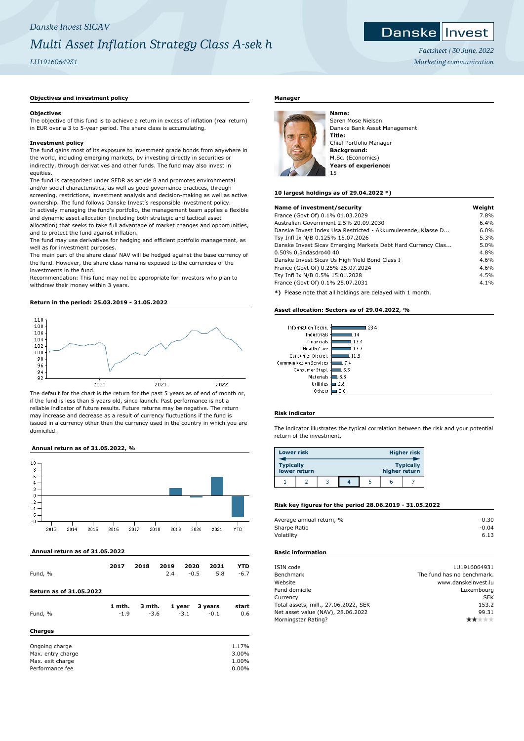*Danske Invest SICAV*

# *Multi Asset Inflation Strategy Class A-sek h*

*LU1916064931*

Danske Invest

*Factsheet | 30 June, 2022*
*Marketing communication*

## Objectives and investment policy

### Objectives

The objective of this fund is to achieve a return in excess of inflation (real return) in EUR over a 3 to 5-year period. The share class is accumulating.

### Investment policy

The fund gains most of its exposure to investment grade bonds from anywhere in the world, including emerging markets, by investing directly in securities or indirectly, through derivatives and other funds. The fund may also invest in equities.
The fund is categorized under SFDR as article 8 and promotes environmental and/or social characteristics, as well as good governance practices, through screening, restrictions, investment analysis and decision-making as well as active ownership. The fund follows Danske Invest's responsible investment policy.
In actively managing the fund's portfolio, the management team applies a flexible and dynamic asset allocation (including both strategic and tactical asset allocation) that seeks to take full advantage of market changes and opportunities, and to protect the fund against inflation.
The fund may use derivatives for hedging and efficient portfolio management, as well as for investment purposes.
The main part of the share class' NAV will be hedged against the base currency of the fund. However, the share class remains exposed to the currencies of the investments in the fund.
Recommendation: This fund may not be appropriate for investors who plan to withdraw their money within 3 years.

## Return in the period: 25.03.2019 - 31.05.2022

The default for the chart is the return for the past 5 years as of end of month or, if the fund is less than 5 years old, since launch. Past performance is not a reliable indicator of future results. Future returns may be negative. The return may increase and decrease as a result of currency fluctuations if the fund is issued in a currency other than the currency used in the country in which you are domiciled.

## Annual return as of 31.05.2022, %

## Annual return as of 31.05.2022

| | 2017 | 2018 | 2019 | 2020 | 2021 | YTD |
|---|---|---|---|---|---|---|
| Fund, % | | | 2.4 | -0.5 | 5.8 | -6.7 |

## Return as of 31.05.2022

| | 1 mth. | 3 mth. | 1 year | 3 years | start |
|---|---|---|---|---|---|
| Fund, % | -1.9 | -3.6 | -3.1 | -0.1 | 0.6 |

## Charges

| | |
|---|---|
| Ongoing charge | 1.17% |
| Max. entry charge | 3.00% |
| Max. exit charge | 1.00% |
| Performance fee | 0.00% |

## Manager

**Name:**
Søren Mose Nielsen
Danske Bank Asset Management
**Title:**
Chief Portfolio Manager
**Background:**
M.Sc. (Economics)
**Years of experience:**
15

## 10 largest holdings as of 29.04.2022 *)

| Name of investment/security | Weight |
|---|---|
| France (Govt Of) 0.1% 01.03.2029 | 7.8% |
| Australian Government 2.5% 20.09.2030 | 6.4% |
| Danske Invest Index Usa Restricted - Akkumulerende, Klasse D... | 6.0% |
| Tsy Infl Ix N/B 0.125% 15.07.2026 | 5.3% |
| Danske Invest Sicav Emerging Markets Debt Hard Currency Clas... | 5.0% |
| 0.50% 0,5ndasdro40 40 | 4.8% |
| Danske Invest Sicav Us High Yield Bond Class I | 4.6% |
| France (Govt Of) 0.25% 25.07.2024 | 4.6% |
| Tsy Infl Ix N/B 0.5% 15.01.2028 | 4.5% |
| France (Govt Of) 0.1% 25.07.2031 | 4.1% |

*) Please note that all holdings are delayed with 1 month.

## Asset allocation: Sectors as of 29.04.2022, %

| Sector | % |
|---|---|
| Information Techn. | 23.4 |
| Industrials | 14 |
| Financials | 13.4 |
| Health Care | 13.3 |
| Consumer Discret. | 11.9 |
| Communication Services | 7.4 |
| Consumer Stapl. | 6.5 |
| Materials | 3.8 |
| Utilities | 2.8 |
| Others | 3.6 |

## Risk indicator

The indicator illustrates the typical correlation between the risk and your potential return of the investment.

Lower risk — Higher risk
Typically lower return — Typically higher return

| 1 | 2 | 3 | **4** | 5 | 6 | 7 |
|---|---|---|---|---|---|---|

## Risk key figures for the period 28.06.2019 - 31.05.2022

| | |
|---|---|
| Average annual return, % | -0.30 |
| Sharpe Ratio | -0.04 |
| Volatility | 6.13 |

## Basic information

| | |
|---|---|
| ISIN code | LU1916064931 |
| Benchmark | The fund has no benchmark. |
| Website | www.danskeinvest.lu |
| Fund domicile | Luxembourg |
| Currency | SEK |
| Total assets, mill., 27.06.2022, SEK | 153.2 |
| Net asset value (NAV), 28.06.2022 | 99.31 |
| Morningstar Rating? | ★★ |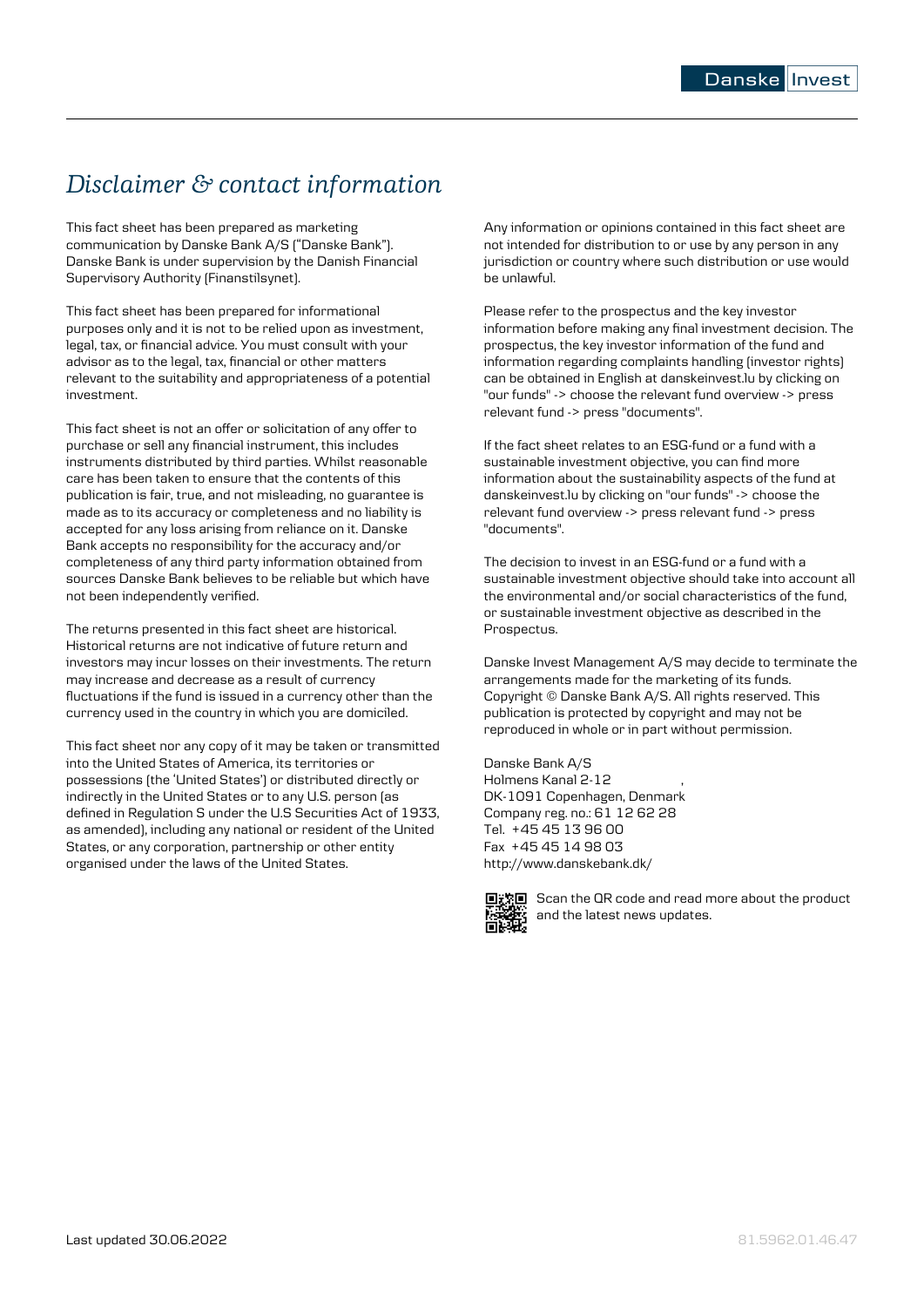# *Disclaimer & contact information*

This fact sheet has been prepared as marketing communication by Danske Bank A/S ("Danske Bank"). Danske Bank is under supervision by the Danish Financial Supervisory Authority (Finanstilsynet).

This fact sheet has been prepared for informational purposes only and it is not to be relied upon as investment, legal, tax, or financial advice. You must consult with your advisor as to the legal, tax, financial or other matters relevant to the suitability and appropriateness of a potential investment.

This fact sheet is not an offer or solicitation of any offer to purchase or sell any financial instrument, this includes instruments distributed by third parties. Whilst reasonable care has been taken to ensure that the contents of this publication is fair, true, and not misleading, no guarantee is made as to its accuracy or completeness and no liability is accepted for any loss arising from reliance on it. Danske Bank accepts no responsibility for the accuracy and/or completeness of any third party information obtained from sources Danske Bank believes to be reliable but which have not been independently verified.

The returns presented in this fact sheet are historical. Historical returns are not indicative of future return and investors may incur losses on their investments. The return may increase and decrease as a result of currency fluctuations if the fund is issued in a currency other than the currency used in the country in which you are domiciled.

This fact sheet nor any copy of it may be taken or transmitted into the United States of America, its territories or possessions (the 'United States') or distributed directly or indirectly in the United States or to any U.S. person (as defined in Regulation S under the U.S Securities Act of 1933, as amended), including any national or resident of the United States, or any corporation, partnership or other entity organised under the laws of the United States.

Any information or opinions contained in this fact sheet are not intended for distribution to or use by any person in any jurisdiction or country where such distribution or use would be unlawful.

Please refer to the prospectus and the key investor information before making any final investment decision. The prospectus, the key investor information of the fund and information regarding complaints handling (investor rights) can be obtained in English at danskeinvest.lu by clicking on "our funds" -> choose the relevant fund overview -> press relevant fund -> press "documents".

If the fact sheet relates to an ESG-fund or a fund with a sustainable investment objective, you can find more information about the sustainability aspects of the fund at danskeinvest.lu by clicking on "our funds" -> choose the relevant fund overview -> press relevant fund -> press "documents".

The decision to invest in an ESG-fund or a fund with a sustainable investment objective should take into account all the environmental and/or social characteristics of the fund, or sustainable investment objective as described in the Prospectus.

Danske Invest Management A/S may decide to terminate the arrangements made for the marketing of its funds. Copyright © Danske Bank A/S. All rights reserved. This publication is protected by copyright and may not be reproduced in whole or in part without permission.

Danske Bank A/S
Holmens Kanal 2-12
DK-1091 Copenhagen, Denmark
Company reg. no.: 61 12 62 28
Tel. +45 45 13 96 00
Fax +45 45 14 98 03
http://www.danskebank.dk/

Scan the QR code and read more about the product and the latest news updates.

Last updated 30.06.2022

81.5962.01.46.47